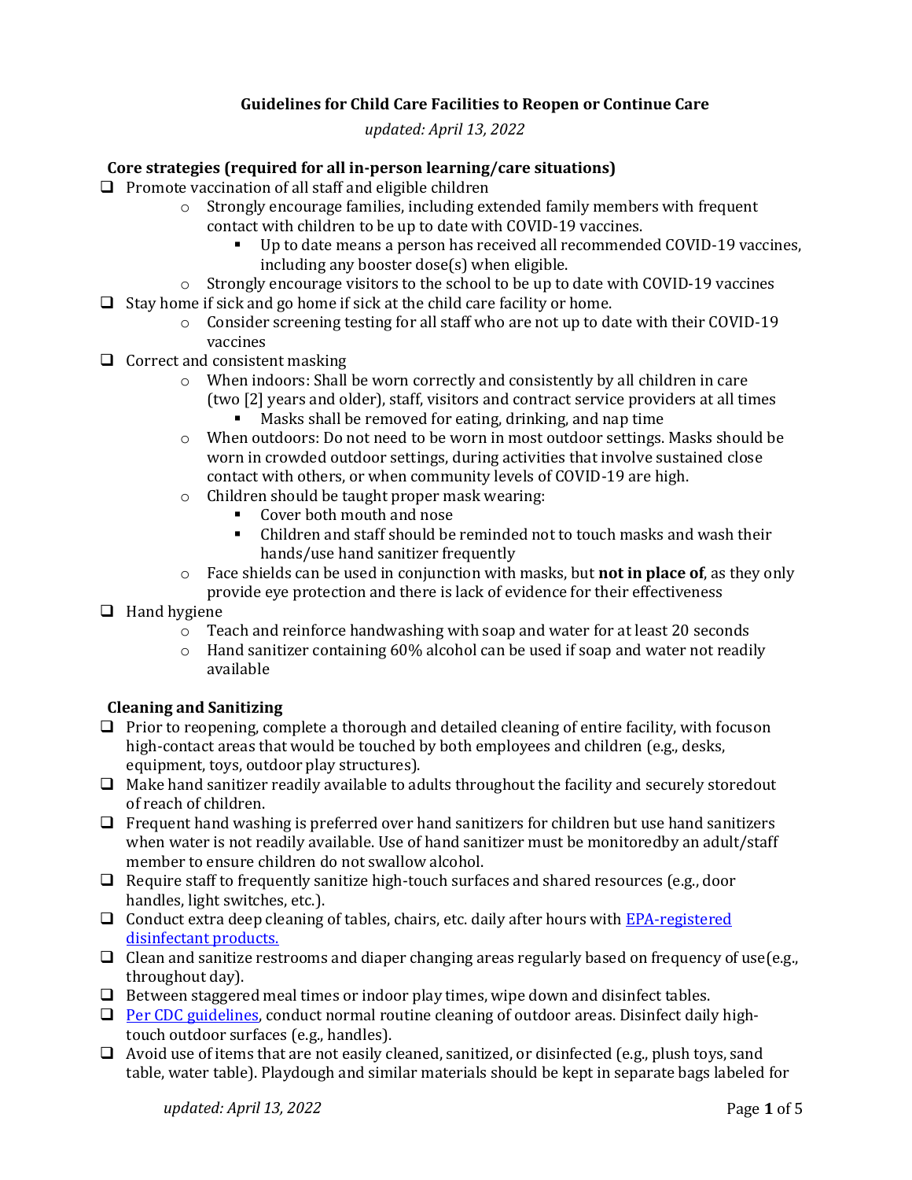# Guidelines for Child Care Facilities to Reopen or Continue Care

*updated: April 13, 2022*

## Core strategies (required for all in-person learning/care situations)

- ❑ Promote vaccination of all staff and eligible children
  - Strongly encourage families, including extended family members with frequent contact with children to be up to date with COVID-19 vaccines.
    - Up to date means a person has received all recommended COVID-19 vaccines, including any booster dose(s) when eligible.
  - Strongly encourage visitors to the school to be up to date with COVID-19 vaccines
- ❑ Stay home if sick and go home if sick at the child care facility or home.
  - Consider screening testing for all staff who are not up to date with their COVID-19 vaccines
- ❑ Correct and consistent masking
  - When indoors: Shall be worn correctly and consistently by all children in care (two [2] years and older), staff, visitors and contract service providers at all times
    - Masks shall be removed for eating, drinking, and nap time
  - When outdoors: Do not need to be worn in most outdoor settings. Masks should be worn in crowded outdoor settings, during activities that involve sustained close contact with others, or when community levels of COVID-19 are high.
  - Children should be taught proper mask wearing:
    - Cover both mouth and nose
    - Children and staff should be reminded not to touch masks and wash their hands/use hand sanitizer frequently
  - Face shields can be used in conjunction with masks, but **not in place of**, as they only provide eye protection and there is lack of evidence for their effectiveness
- ❑ Hand hygiene
  - Teach and reinforce handwashing with soap and water for at least 20 seconds
  - Hand sanitizer containing 60% alcohol can be used if soap and water not readily available

## Cleaning and Sanitizing

- ❑ Prior to reopening, complete a thorough and detailed cleaning of entire facility, with focuson high-contact areas that would be touched by both employees and children (e.g., desks, equipment, toys, outdoor play structures).
- ❑ Make hand sanitizer readily available to adults throughout the facility and securely storedout of reach of children.
- ❑ Frequent hand washing is preferred over hand sanitizers for children but use hand sanitizers when water is not readily available. Use of hand sanitizer must be monitoredby an adult/staff member to ensure children do not swallow alcohol.
- ❑ Require staff to frequently sanitize high-touch surfaces and shared resources (e.g., door handles, light switches, etc.).
- ❑ Conduct extra deep cleaning of tables, chairs, etc. daily after hours with [EPA-registered disinfectant products.]()
- ❑ Clean and sanitize restrooms and diaper changing areas regularly based on frequency of use(e.g., throughout day).
- ❑ Between staggered meal times or indoor play times, wipe down and disinfect tables.
- ❑ [Per CDC guidelines](), conduct normal routine cleaning of outdoor areas. Disinfect daily high-touch outdoor surfaces (e.g., handles).
- ❑ Avoid use of items that are not easily cleaned, sanitized, or disinfected (e.g., plush toys, sand table, water table). Playdough and similar materials should be kept in separate bags labeled for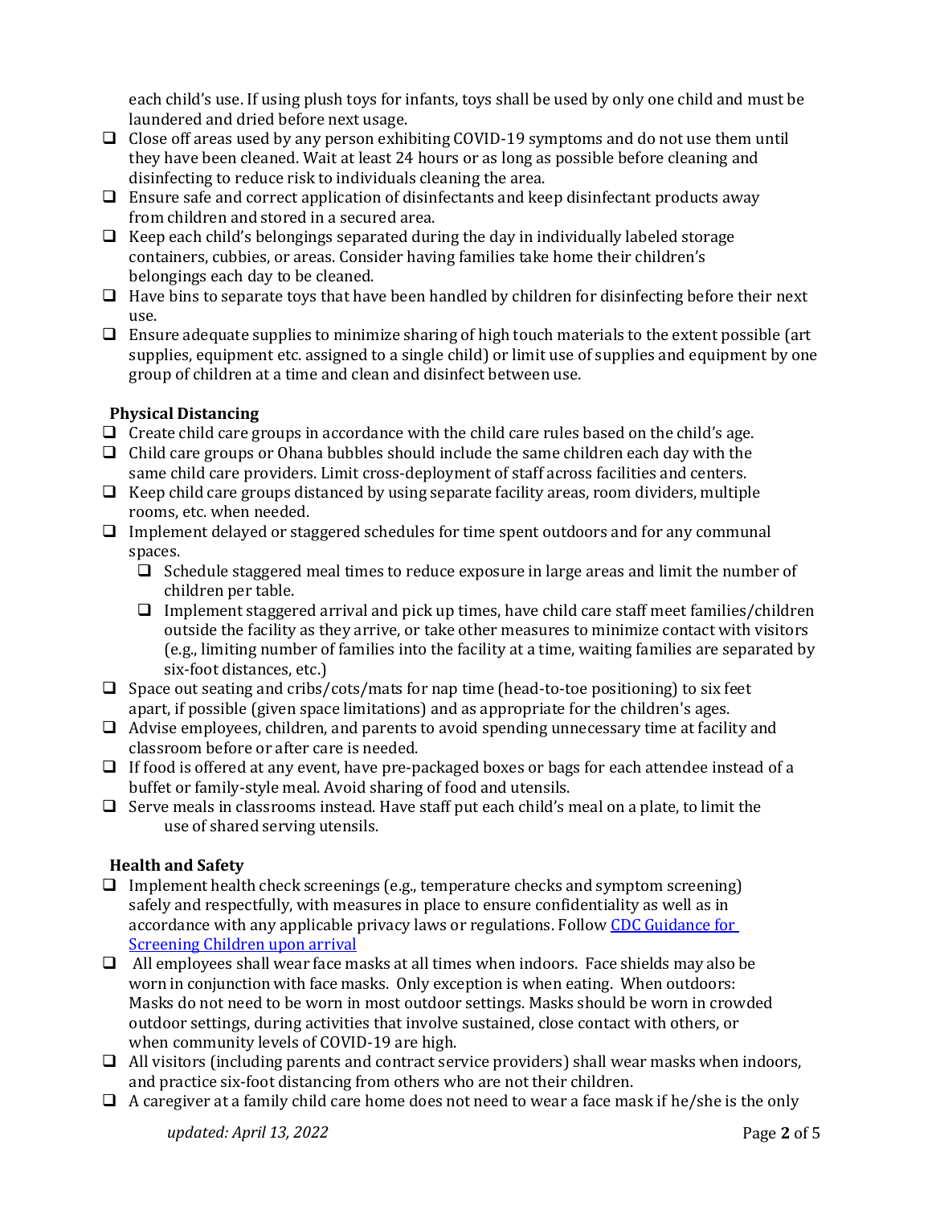each child's use. If using plush toys for infants, toys shall be used by only one child and must be laundered and dried before next usage.

- ❑ Close off areas used by any person exhibiting COVID-19 symptoms and do not use them until they have been cleaned. Wait at least 24 hours or as long as possible before cleaning and disinfecting to reduce risk to individuals cleaning the area.
- ❑ Ensure safe and correct application of disinfectants and keep disinfectant products away from children and stored in a secured area.
- ❑ Keep each child's belongings separated during the day in individually labeled storage containers, cubbies, or areas. Consider having families take home their children's belongings each day to be cleaned.
- ❑ Have bins to separate toys that have been handled by children for disinfecting before their next use.
- ❑ Ensure adequate supplies to minimize sharing of high touch materials to the extent possible (art supplies, equipment etc. assigned to a single child) or limit use of supplies and equipment by one group of children at a time and clean and disinfect between use.

**Physical Distancing**

- ❑ Create child care groups in accordance with the child care rules based on the child's age.
- ❑ Child care groups or Ohana bubbles should include the same children each day with the same child care providers. Limit cross-deployment of staff across facilities and centers.
- ❑ Keep child care groups distanced by using separate facility areas, room dividers, multiple rooms, etc. when needed.
- ❑ Implement delayed or staggered schedules for time spent outdoors and for any communal spaces.
  - ❑ Schedule staggered meal times to reduce exposure in large areas and limit the number of children per table.
  - ❑ Implement staggered arrival and pick up times, have child care staff meet families/children outside the facility as they arrive, or take other measures to minimize contact with visitors (e.g., limiting number of families into the facility at a time, waiting families are separated by six-foot distances, etc.)
- ❑ Space out seating and cribs/cots/mats for nap time (head-to-toe positioning) to six feet apart, if possible (given space limitations) and as appropriate for the children's ages.
- ❑ Advise employees, children, and parents to avoid spending unnecessary time at facility and classroom before or after care is needed.
- ❑ If food is offered at any event, have pre-packaged boxes or bags for each attendee instead of a buffet or family-style meal. Avoid sharing of food and utensils.
- ❑ Serve meals in classrooms instead. Have staff put each child's meal on a plate, to limit the use of shared serving utensils.

**Health and Safety**

- ❑ Implement health check screenings (e.g., temperature checks and symptom screening) safely and respectfully, with measures in place to ensure confidentiality as well as in accordance with any applicable privacy laws or regulations. Follow [CDC Guidance for Screening Children upon arrival]
- ❑ All employees shall wear face masks at all times when indoors. Face shields may also be worn in conjunction with face masks. Only exception is when eating. When outdoors: Masks do not need to be worn in most outdoor settings. Masks should be worn in crowded outdoor settings, during activities that involve sustained, close contact with others, or when community levels of COVID-19 are high.
- ❑ All visitors (including parents and contract service providers) shall wear masks when indoors, and practice six-foot distancing from others who are not their children.
- ❑ A caregiver at a family child care home does not need to wear a face mask if he/she is the only

*updated: April 13, 2022*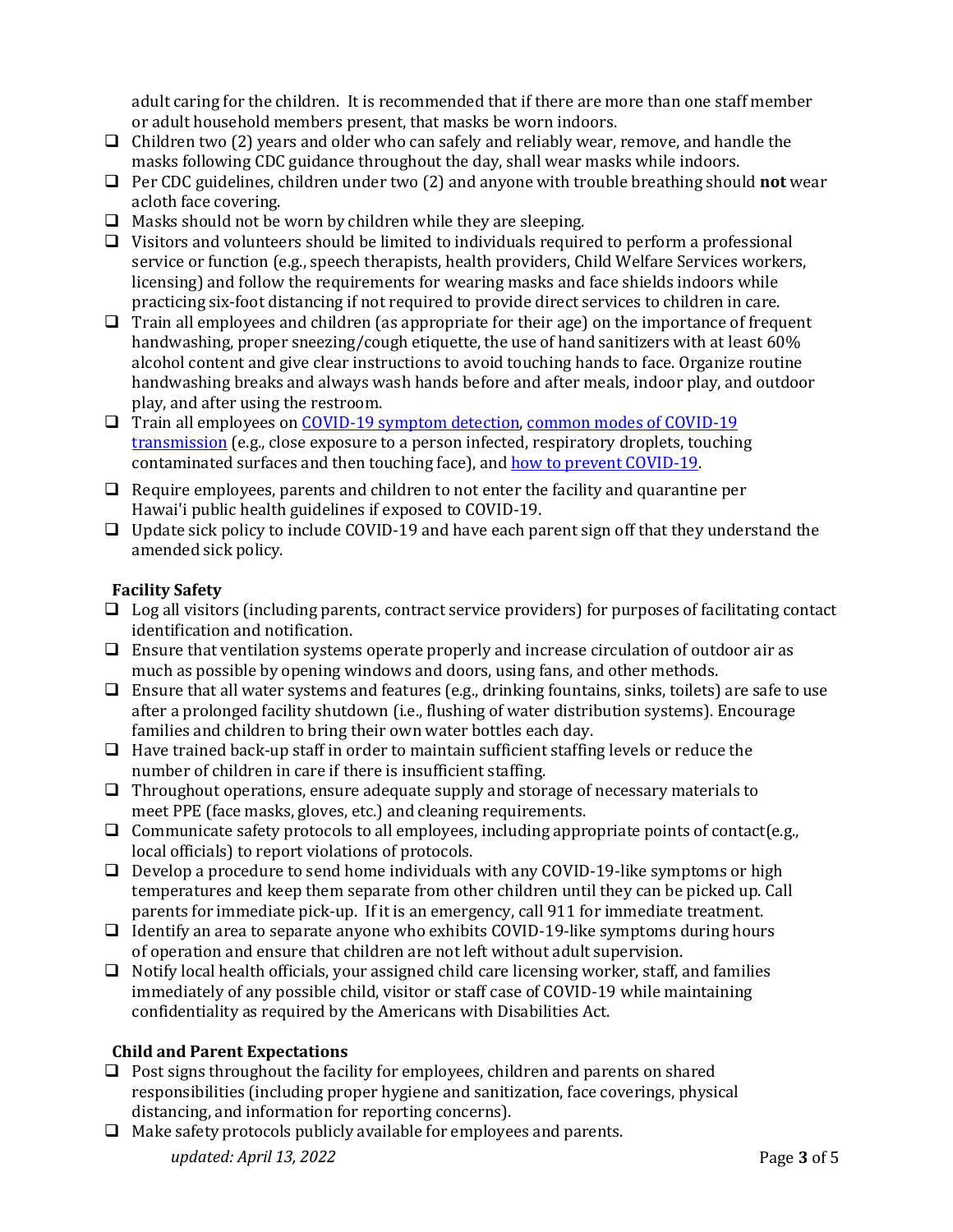adult caring for the children. It is recommended that if there are more than one staff member or adult household members present, that masks be worn indoors.

- ❑ Children two (2) years and older who can safely and reliably wear, remove, and handle the masks following CDC guidance throughout the day, shall wear masks while indoors.
- ❑ Per CDC guidelines, children under two (2) and anyone with trouble breathing should **not** wear acloth face covering.
- ❑ Masks should not be worn by children while they are sleeping.
- ❑ Visitors and volunteers should be limited to individuals required to perform a professional service or function (e.g., speech therapists, health providers, Child Welfare Services workers, licensing) and follow the requirements for wearing masks and face shields indoors while practicing six-foot distancing if not required to provide direct services to children in care.
- ❑ Train all employees and children (as appropriate for their age) on the importance of frequent handwashing, proper sneezing/cough etiquette, the use of hand sanitizers with at least 60% alcohol content and give clear instructions to avoid touching hands to face. Organize routine handwashing breaks and always wash hands before and after meals, indoor play, and outdoor play, and after using the restroom.
- ❑ Train all employees on COVID-19 symptom detection, common modes of COVID-19 transmission (e.g., close exposure to a person infected, respiratory droplets, touching contaminated surfaces and then touching face), and how to prevent COVID-19.
- ❑ Require employees, parents and children to not enter the facility and quarantine per Hawai'i public health guidelines if exposed to COVID-19.
- ❑ Update sick policy to include COVID-19 and have each parent sign off that they understand the amended sick policy.

**Facility Safety**

- ❑ Log all visitors (including parents, contract service providers) for purposes of facilitating contact identification and notification.
- ❑ Ensure that ventilation systems operate properly and increase circulation of outdoor air as much as possible by opening windows and doors, using fans, and other methods.
- ❑ Ensure that all water systems and features (e.g., drinking fountains, sinks, toilets) are safe to use after a prolonged facility shutdown (i.e., flushing of water distribution systems). Encourage families and children to bring their own water bottles each day.
- ❑ Have trained back-up staff in order to maintain sufficient staffing levels or reduce the number of children in care if there is insufficient staffing.
- ❑ Throughout operations, ensure adequate supply and storage of necessary materials to meet PPE (face masks, gloves, etc.) and cleaning requirements.
- ❑ Communicate safety protocols to all employees, including appropriate points of contact(e.g., local officials) to report violations of protocols.
- ❑ Develop a procedure to send home individuals with any COVID-19-like symptoms or high temperatures and keep them separate from other children until they can be picked up. Call parents for immediate pick-up. If it is an emergency, call 911 for immediate treatment.
- ❑ Identify an area to separate anyone who exhibits COVID-19-like symptoms during hours of operation and ensure that children are not left without adult supervision.
- ❑ Notify local health officials, your assigned child care licensing worker, staff, and families immediately of any possible child, visitor or staff case of COVID-19 while maintaining confidentiality as required by the Americans with Disabilities Act.

**Child and Parent Expectations**

- ❑ Post signs throughout the facility for employees, children and parents on shared responsibilities (including proper hygiene and sanitization, face coverings, physical distancing, and information for reporting concerns).
- ❑ Make safety protocols publicly available for employees and parents.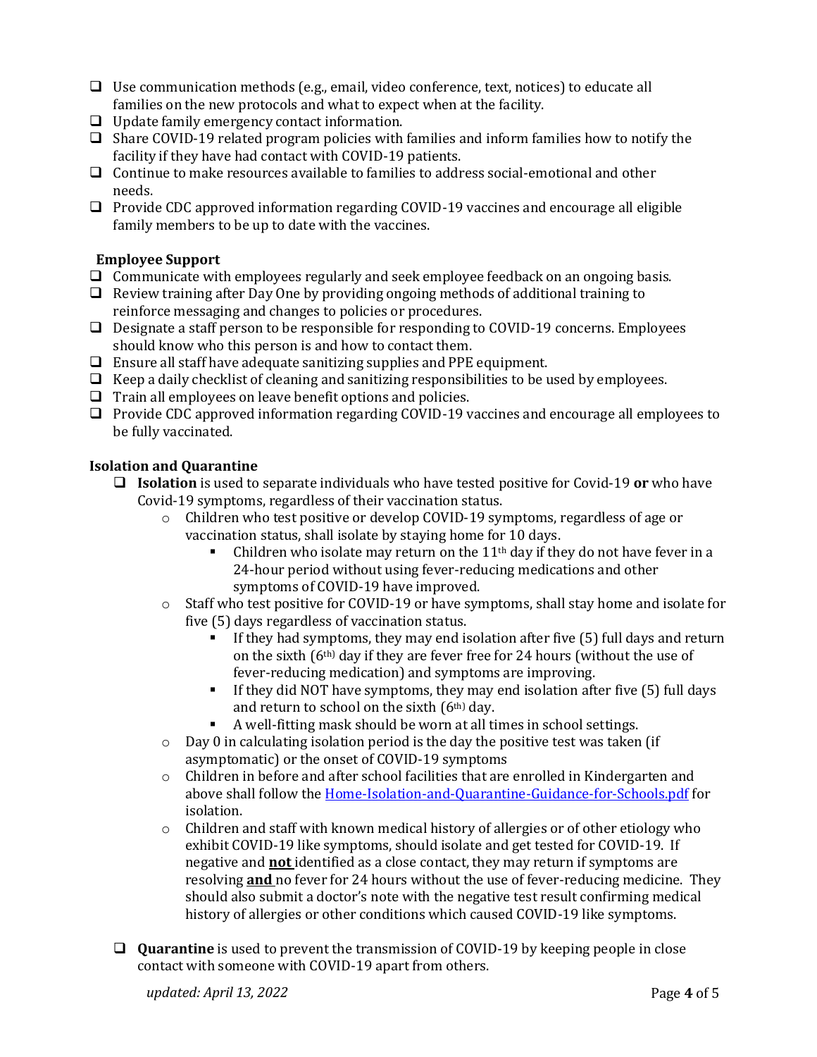- ❑ Use communication methods (e.g., email, video conference, text, notices) to educate all families on the new protocols and what to expect when at the facility.
- ❑ Update family emergency contact information.
- ❑ Share COVID-19 related program policies with families and inform families how to notify the facility if they have had contact with COVID-19 patients.
- ❑ Continue to make resources available to families to address social-emotional and other needs.
- ❑ Provide CDC approved information regarding COVID-19 vaccines and encourage all eligible family members to be up to date with the vaccines.

**Employee Support**

- ❑ Communicate with employees regularly and seek employee feedback on an ongoing basis.
- ❑ Review training after Day One by providing ongoing methods of additional training to reinforce messaging and changes to policies or procedures.
- ❑ Designate a staff person to be responsible for responding to COVID-19 concerns. Employees should know who this person is and how to contact them.
- ❑ Ensure all staff have adequate sanitizing supplies and PPE equipment.
- ❑ Keep a daily checklist of cleaning and sanitizing responsibilities to be used by employees.
- ❑ Train all employees on leave benefit options and policies.
- ❑ Provide CDC approved information regarding COVID-19 vaccines and encourage all employees to be fully vaccinated.

**Isolation and Quarantine**

- ❑ **Isolation** is used to separate individuals who have tested positive for Covid-19 **or** who have Covid-19 symptoms, regardless of their vaccination status.
  - Children who test positive or develop COVID-19 symptoms, regardless of age or vaccination status, shall isolate by staying home for 10 days.
    - Children who isolate may return on the 11th day if they do not have fever in a 24-hour period without using fever-reducing medications and other symptoms of COVID-19 have improved.
  - Staff who test positive for COVID-19 or have symptoms, shall stay home and isolate for five (5) days regardless of vaccination status.
    - If they had symptoms, they may end isolation after five (5) full days and return on the sixth (6th) day if they are fever free for 24 hours (without the use of fever-reducing medication) and symptoms are improving.
    - If they did NOT have symptoms, they may end isolation after five (5) full days and return to school on the sixth (6th) day.
    - A well-fitting mask should be worn at all times in school settings.
  - Day 0 in calculating isolation period is the day the positive test was taken (if asymptomatic) or the onset of COVID-19 symptoms
  - Children in before and after school facilities that are enrolled in Kindergarten and above shall follow the [Home-Isolation-and-Quarantine-Guidance-for-Schools.pdf]() for isolation.
  - Children and staff with known medical history of allergies or of other etiology who exhibit COVID-19 like symptoms, should isolate and get tested for COVID-19. If negative and **not** identified as a close contact, they may return if symptoms are resolving **and** no fever for 24 hours without the use of fever-reducing medicine. They should also submit a doctor's note with the negative test result confirming medical history of allergies or other conditions which caused COVID-19 like symptoms.

- ❑ **Quarantine** is used to prevent the transmission of COVID-19 by keeping people in close contact with someone with COVID-19 apart from others.

*updated: April 13, 2022*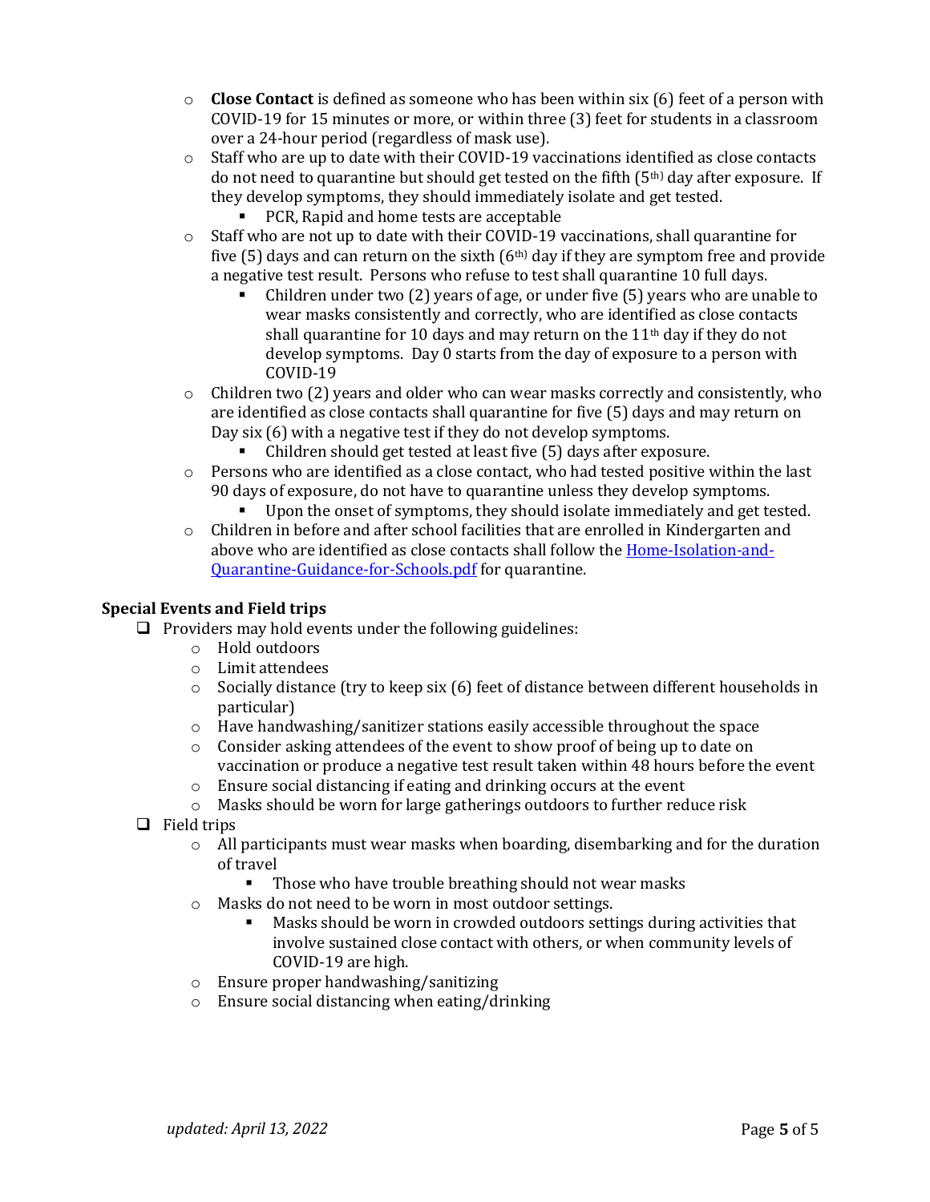- **Close Contact** is defined as someone who has been within six (6) feet of a person with COVID-19 for 15 minutes or more, or within three (3) feet for students in a classroom over a 24-hour period (regardless of mask use).
- Staff who are up to date with their COVID-19 vaccinations identified as close contacts do not need to quarantine but should get tested on the fifth (5th) day after exposure. If they develop symptoms, they should immediately isolate and get tested.
  - PCR, Rapid and home tests are acceptable
- Staff who are not up to date with their COVID-19 vaccinations, shall quarantine for five (5) days and can return on the sixth (6th) day if they are symptom free and provide a negative test result. Persons who refuse to test shall quarantine 10 full days.
  - Children under two (2) years of age, or under five (5) years who are unable to wear masks consistently and correctly, who are identified as close contacts shall quarantine for 10 days and may return on the 11th day if they do not develop symptoms. Day 0 starts from the day of exposure to a person with COVID-19
- Children two (2) years and older who can wear masks correctly and consistently, who are identified as close contacts shall quarantine for five (5) days and may return on Day six (6) with a negative test if they do not develop symptoms.
  - Children should get tested at least five (5) days after exposure.
- Persons who are identified as a close contact, who had tested positive within the last 90 days of exposure, do not have to quarantine unless they develop symptoms.
  - Upon the onset of symptoms, they should isolate immediately and get tested.
- Children in before and after school facilities that are enrolled in Kindergarten and above who are identified as close contacts shall follow the [Home-Isolation-and-Quarantine-Guidance-for-Schools.pdf]() for quarantine.

**Special Events and Field trips**

- Providers may hold events under the following guidelines:
  - Hold outdoors
  - Limit attendees
  - Socially distance (try to keep six (6) feet of distance between different households in particular)
  - Have handwashing/sanitizer stations easily accessible throughout the space
  - Consider asking attendees of the event to show proof of being up to date on vaccination or produce a negative test result taken within 48 hours before the event
  - Ensure social distancing if eating and drinking occurs at the event
  - Masks should be worn for large gatherings outdoors to further reduce risk
- Field trips
  - All participants must wear masks when boarding, disembarking and for the duration of travel
    - Those who have trouble breathing should not wear masks
  - Masks do not need to be worn in most outdoor settings.
    - Masks should be worn in crowded outdoors settings during activities that involve sustained close contact with others, or when community levels of COVID-19 are high.
  - Ensure proper handwashing/sanitizing
  - Ensure social distancing when eating/drinking

*updated: April 13, 2022*